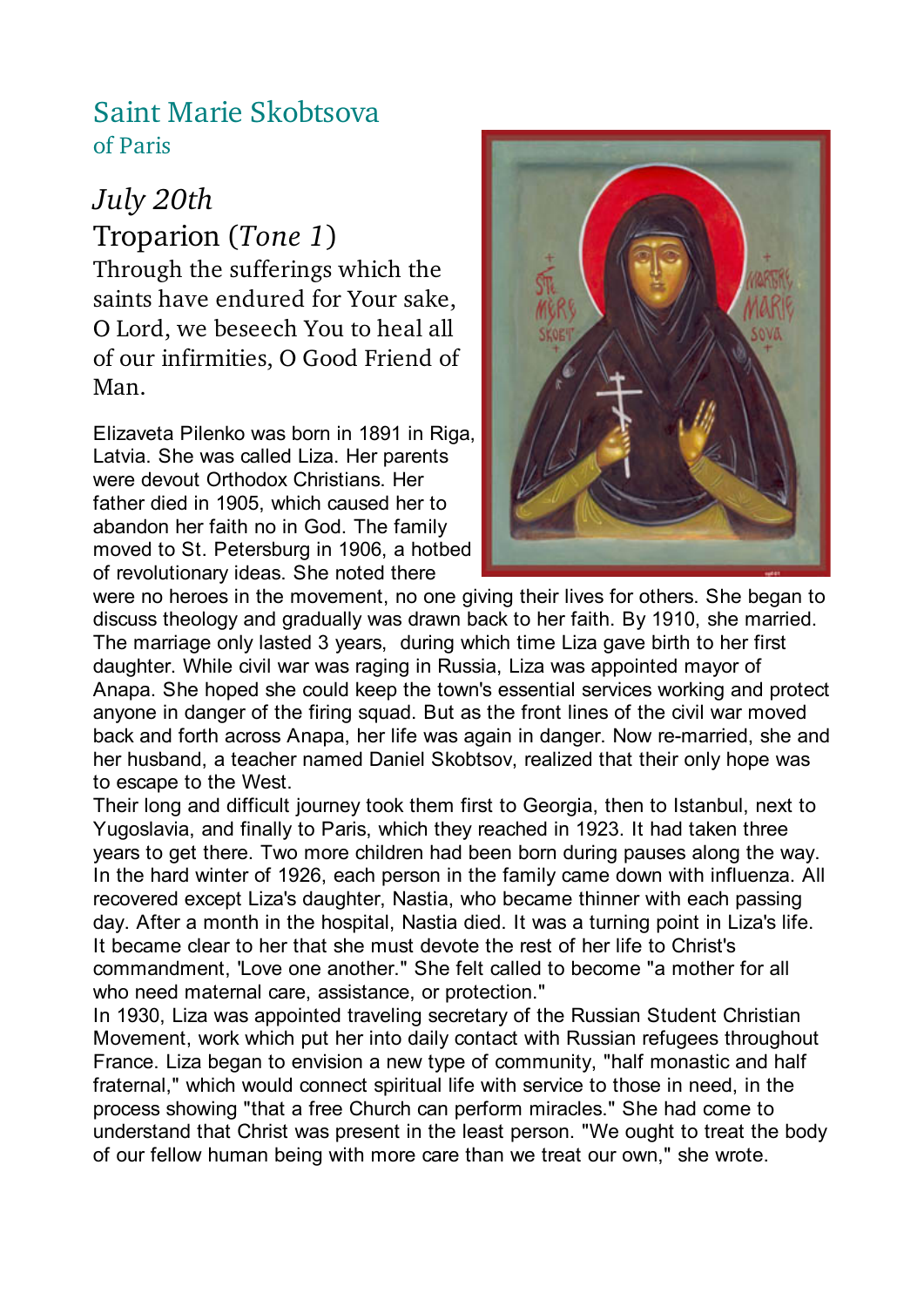# Saint Marie Skobtsova

## of Paris

*July 20th*

Troparion (*Tone 1*)

Through the sufferings which the saints have endured for Your sake, O Lord, we beseech You to heal all of our infirmities, O Good Friend of Man.

Elizaveta Pilenko was born in 1891 in Riga, Latvia. She was called Liza. Her parents were devout Orthodox Christians. Her father died in 1905, which caused her to abandon her faith no in God. The family moved to St. Petersburg in 1906, a hotbed of revolutionary ideas. She noted there were no heroes in the movement, no one giving their lives for others. She began to discuss theology and gradually was drawn back to her faith. By 1910, she married. The marriage only lasted 3 years, during which time Liza gave birth to her first daughter. While civil war was raging in Russia, Liza was appointed mayor of Anapa. She hoped she could keep the town's essential services working and protect anyone in danger of the firing squad. But as the front lines of the civil war moved back and forth across Anapa, her life was again in danger. Now re-married, she and her husband, a teacher named Daniel Skobtsov, realized that their only hope was to escape to the West.

Their long and difficult journey took them first to Georgia, then to Istanbul, next to Yugoslavia, and finally to Paris, which they reached in 1923. It had taken three years to get there. Two more children had been born during pauses along the way. In the hard winter of 1926, each person in the family came down with influenza. All recovered except Liza's daughter, Nastia, who became thinner with each passing day. After a month in the hospital, Nastia died. It was a turning point in Liza's life. It became clear to her that she must devote the rest of her life to Christ's commandment, 'Love one another." She felt called to become "a mother for all who need maternal care, assistance, or protection."

In 1930, Liza was appointed traveling secretary of the Russian Student Christian Movement, work which put her into daily contact with Russian refugees throughout France. Liza began to envision a new type of community, "half monastic and half fraternal," which would connect spiritual life with service to those in need, in the process showing "that a free Church can perform miracles." She had come to understand that Christ was present in the least person. "We ought to treat the body of our fellow human being with more care than we treat our own," she wrote.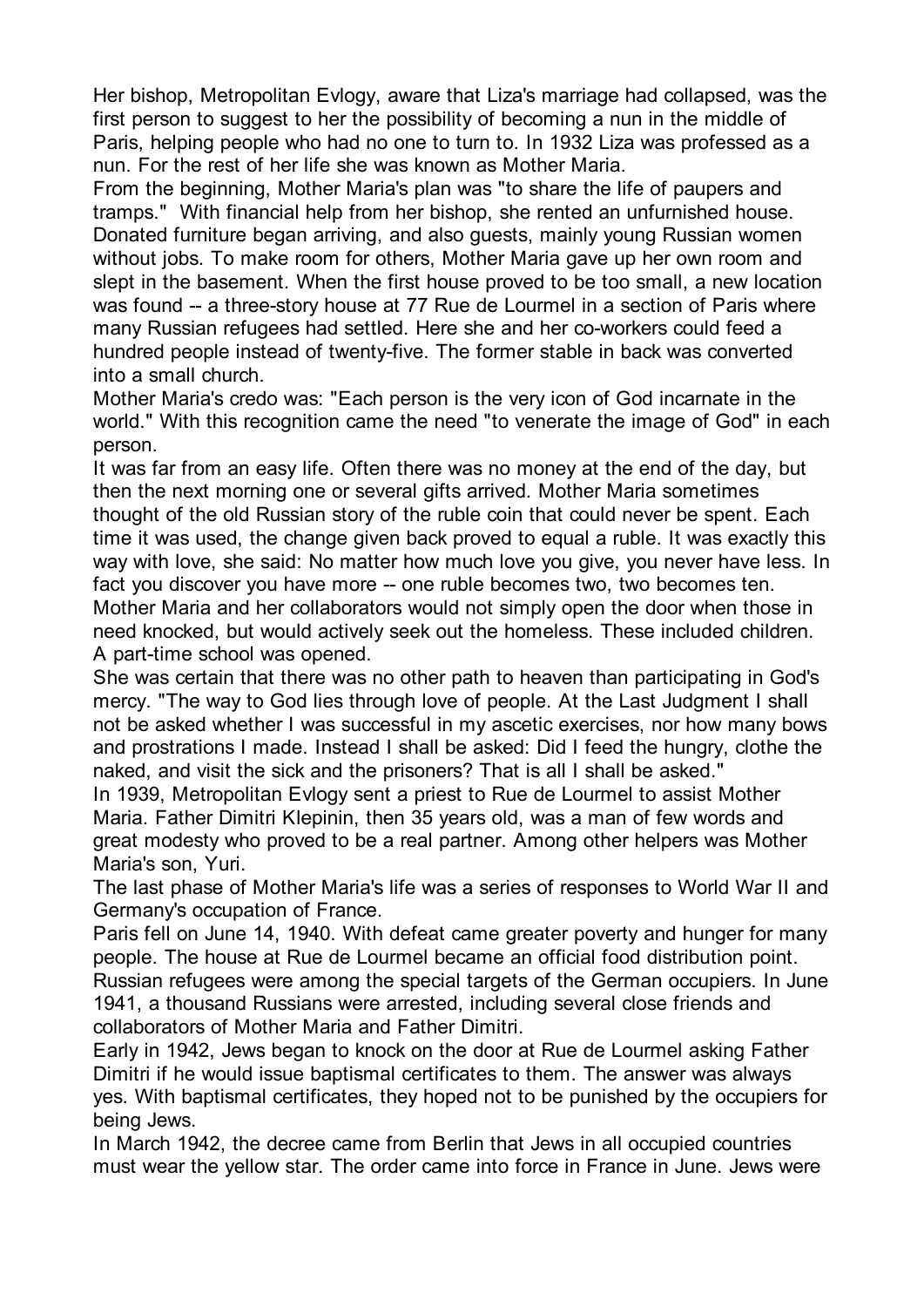Her bishop, Metropolitan Evlogy, aware that Liza's marriage had collapsed, was the first person to suggest to her the possibility of becoming a nun in the middle of Paris, helping people who had no one to turn to. In 1932 Liza was professed as a nun. For the rest of her life she was known as Mother Maria.

From the beginning, Mother Maria's plan was "to share the life of paupers and tramps." With financial help from her bishop, she rented an unfurnished house. Donated furniture began arriving, and also guests, mainly young Russian women without jobs. To make room for others, Mother Maria gave up her own room and slept in the basement. When the first house proved to be too small, a new location was found -- a three-story house at 77 Rue de Lourmel in a section of Paris where many Russian refugees had settled. Here she and her co-workers could feed a hundred people instead of twenty-five. The former stable in back was converted into a small church.

Mother Maria's credo was: "Each person is the very icon of God incarnate in the world." With this recognition came the need "to venerate the image of God" in each person.

It was far from an easy life. Often there was no money at the end of the day, but then the next morning one or several gifts arrived. Mother Maria sometimes thought of the old Russian story of the ruble coin that could never be spent. Each time it was used, the change given back proved to equal a ruble. It was exactly this way with love, she said: No matter how much love you give, you never have less. In fact you discover you have more -- one ruble becomes two, two becomes ten.

Mother Maria and her collaborators would not simply open the door when those in need knocked, but would actively seek out the homeless. These included children. A part-time school was opened.

She was certain that there was no other path to heaven than participating in God's mercy. "The way to God lies through love of people. At the Last Judgment I shall not be asked whether I was successful in my ascetic exercises, nor how many bows and prostrations I made. Instead I shall be asked: Did I feed the hungry, clothe the naked, and visit the sick and the prisoners? That is all I shall be asked."

In 1939, Metropolitan Evlogy sent a priest to Rue de Lourmel to assist Mother Maria. Father Dimitri Klepinin, then 35 years old, was a man of few words and great modesty who proved to be a real partner. Among other helpers was Mother Maria's son, Yuri.

The last phase of Mother Maria's life was a series of responses to World War II and Germany's occupation of France.

Paris fell on June 14, 1940. With defeat came greater poverty and hunger for many people. The house at Rue de Lourmel became an official food distribution point. Russian refugees were among the special targets of the German occupiers. In June 1941, a thousand Russians were arrested, including several close friends and collaborators of Mother Maria and Father Dimitri.

Early in 1942, Jews began to knock on the door at Rue de Lourmel asking Father Dimitri if he would issue baptismal certificates to them. The answer was always yes. With baptismal certificates, they hoped not to be punished by the occupiers for being Jews.

In March 1942, the decree came from Berlin that Jews in all occupied countries must wear the yellow star. The order came into force in France in June. Jews were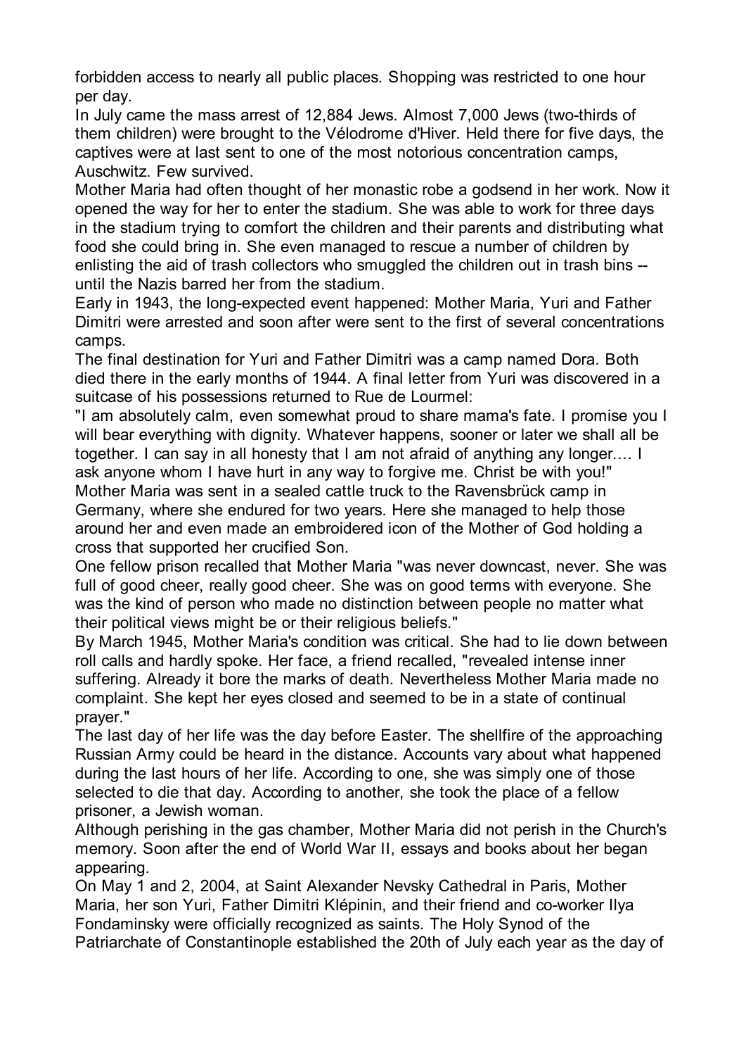forbidden access to nearly all public places. Shopping was restricted to one hour per day.

In July came the mass arrest of 12,884 Jews. Almost 7,000 Jews (two-thirds of them children) were brought to the Vélodrome d'Hiver. Held there for five days, the captives were at last sent to one of the most notorious concentration camps, Auschwitz. Few survived.

Mother Maria had often thought of her monastic robe a godsend in her work. Now it opened the way for her to enter the stadium. She was able to work for three days in the stadium trying to comfort the children and their parents and distributing what food she could bring in. She even managed to rescue a number of children by enlisting the aid of trash collectors who smuggled the children out in trash bins -- until the Nazis barred her from the stadium.

Early in 1943, the long-expected event happened: Mother Maria, Yuri and Father Dimitri were arrested and soon after were sent to the first of several concentrations camps.

The final destination for Yuri and Father Dimitri was a camp named Dora. Both died there in the early months of 1944. A final letter from Yuri was discovered in a suitcase of his possessions returned to Rue de Lourmel:

"I am absolutely calm, even somewhat proud to share mama's fate. I promise you I will bear everything with dignity. Whatever happens, sooner or later we shall all be together. I can say in all honesty that I am not afraid of anything any longer.... I ask anyone whom I have hurt in any way to forgive me. Christ be with you!"

Mother Maria was sent in a sealed cattle truck to the Ravensbrück camp in Germany, where she endured for two years. Here she managed to help those around her and even made an embroidered icon of the Mother of God holding a cross that supported her crucified Son.

One fellow prison recalled that Mother Maria "was never downcast, never. She was full of good cheer, really good cheer. She was on good terms with everyone. She was the kind of person who made no distinction between people no matter what their political views might be or their religious beliefs."

By March 1945, Mother Maria's condition was critical. She had to lie down between roll calls and hardly spoke. Her face, a friend recalled, "revealed intense inner suffering. Already it bore the marks of death. Nevertheless Mother Maria made no complaint. She kept her eyes closed and seemed to be in a state of continual prayer."

The last day of her life was the day before Easter. The shellfire of the approaching Russian Army could be heard in the distance. Accounts vary about what happened during the last hours of her life. According to one, she was simply one of those selected to die that day. According to another, she took the place of a fellow prisoner, a Jewish woman.

Although perishing in the gas chamber, Mother Maria did not perish in the Church's memory. Soon after the end of World War II, essays and books about her began appearing.

On May 1 and 2, 2004, at Saint Alexander Nevsky Cathedral in Paris, Mother Maria, her son Yuri, Father Dimitri Klépinin, and their friend and co-worker Ilya Fondaminsky were officially recognized as saints. The Holy Synod of the Patriarchate of Constantinople established the 20th of July each year as the day of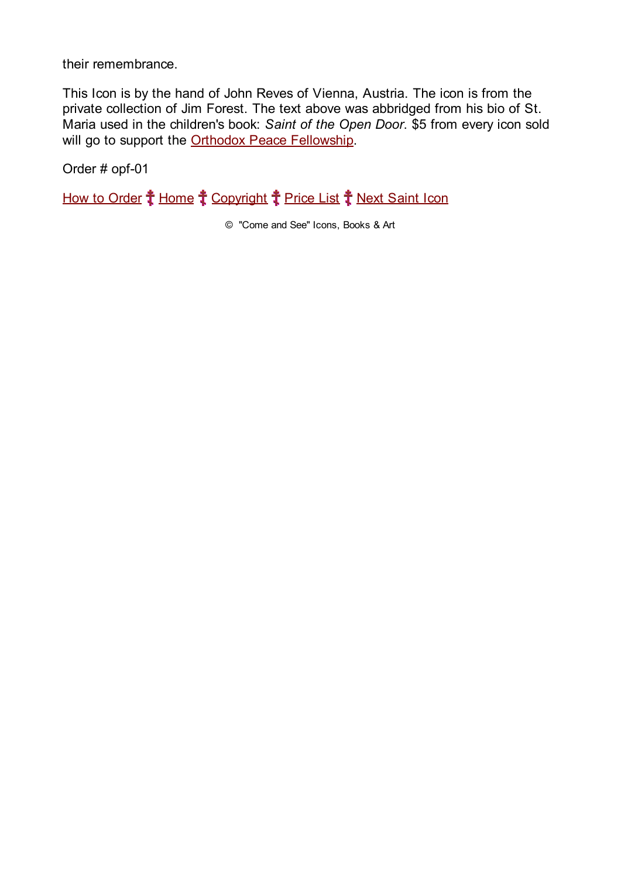their remembrance.

This Icon is by the hand of John Reves of Vienna, Austria. The icon is from the private collection of Jim Forest. The text above was abbridged from his bio of St. Maria used in the children's book: *Saint of the Open Door*. $5 from every icon sold will go to support the Orthodox Peace Fellowship.

Order # opf-01

How to Order ☦ Home ☦ Copyright ☦ Price List ☦ Next Saint Icon

© "Come and See" Icons, Books & Art